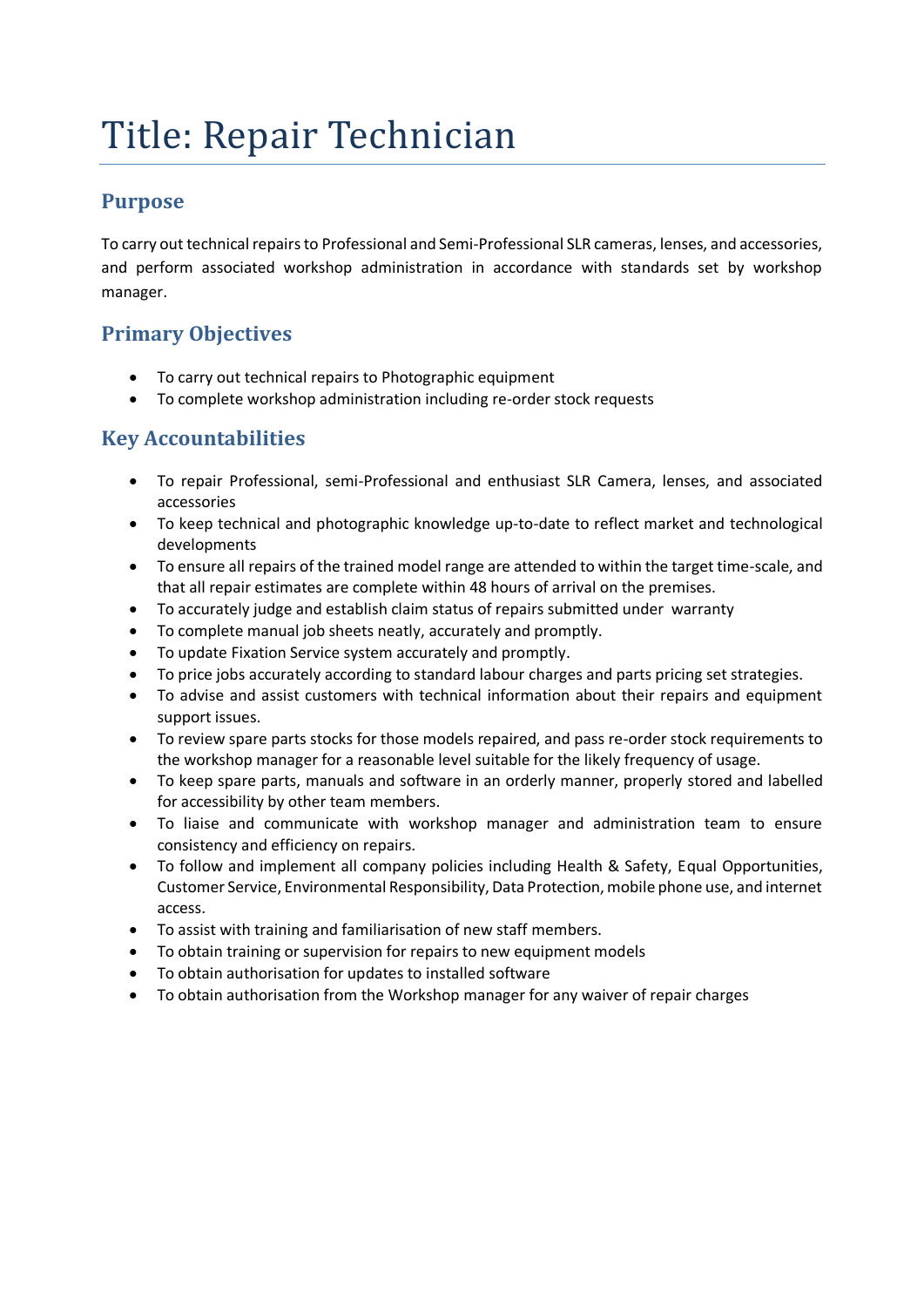# Title: Repair Technician

## Purpose

To carry out technical repairs to Professional and Semi-Professional SLR cameras, lenses, and accessories, and perform associated workshop administration in accordance with standards set by workshop manager.

## Primary Objectives

- To carry out technical repairs to Photographic equipment
- To complete workshop administration including re-order stock requests

## Key Accountabilities

- To repair Professional, semi-Professional and enthusiast SLR Camera, lenses, and associated accessories
- To keep technical and photographic knowledge up-to-date to reflect market and technological developments
- To ensure all repairs of the trained model range are attended to within the target time-scale, and that all repair estimates are complete within 48 hours of arrival on the premises.
- To accurately judge and establish claim status of repairs submitted under warranty
- To complete manual job sheets neatly, accurately and promptly.
- To update Fixation Service system accurately and promptly.
- To price jobs accurately according to standard labour charges and parts pricing set strategies.
- To advise and assist customers with technical information about their repairs and equipment support issues.
- To review spare parts stocks for those models repaired, and pass re-order stock requirements to the workshop manager for a reasonable level suitable for the likely frequency of usage.
- To keep spare parts, manuals and software in an orderly manner, properly stored and labelled for accessibility by other team members.
- To liaise and communicate with workshop manager and administration team to ensure consistency and efficiency on repairs.
- To follow and implement all company policies including Health & Safety, Equal Opportunities, Customer Service, Environmental Responsibility, Data Protection, mobile phone use, and internet access.
- To assist with training and familiarisation of new staff members.
- To obtain training or supervision for repairs to new equipment models
- To obtain authorisation for updates to installed software
- To obtain authorisation from the Workshop manager for any waiver of repair charges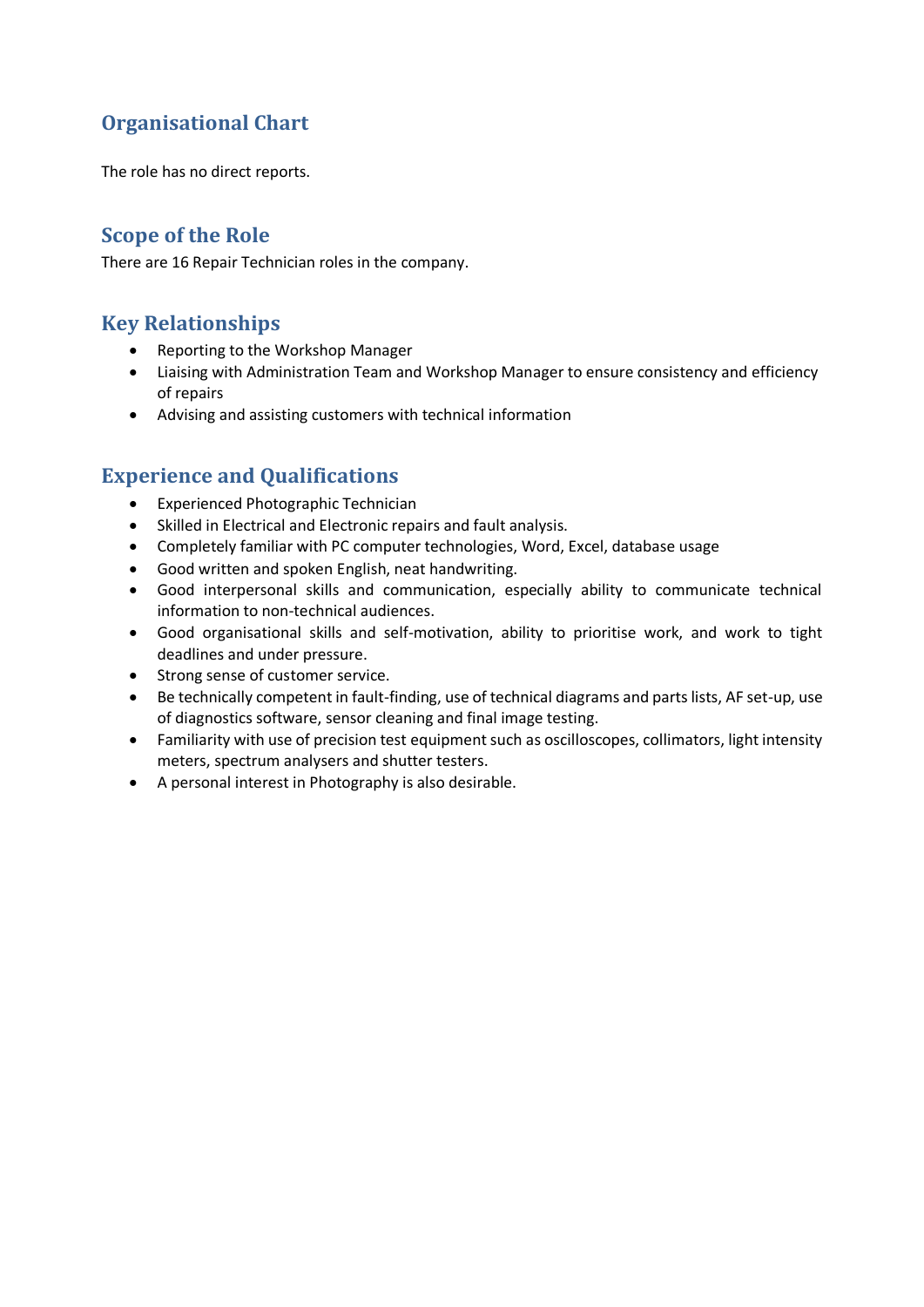## Organisational Chart

The role has no direct reports.

## Scope of the Role

There are 16 Repair Technician roles in the company.

## Key Relationships

- Reporting to the Workshop Manager
- Liaising with Administration Team and Workshop Manager to ensure consistency and efficiency of repairs
- Advising and assisting customers with technical information

## Experience and Qualifications

- Experienced Photographic Technician
- Skilled in Electrical and Electronic repairs and fault analysis.
- Completely familiar with PC computer technologies, Word, Excel, database usage
- Good written and spoken English, neat handwriting.
- Good interpersonal skills and communication, especially ability to communicate technical information to non-technical audiences.
- Good organisational skills and self-motivation, ability to prioritise work, and work to tight deadlines and under pressure.
- Strong sense of customer service.
- Be technically competent in fault-finding, use of technical diagrams and parts lists, AF set-up, use of diagnostics software, sensor cleaning and final image testing.
- Familiarity with use of precision test equipment such as oscilloscopes, collimators, light intensity meters, spectrum analysers and shutter testers.
- A personal interest in Photography is also desirable.